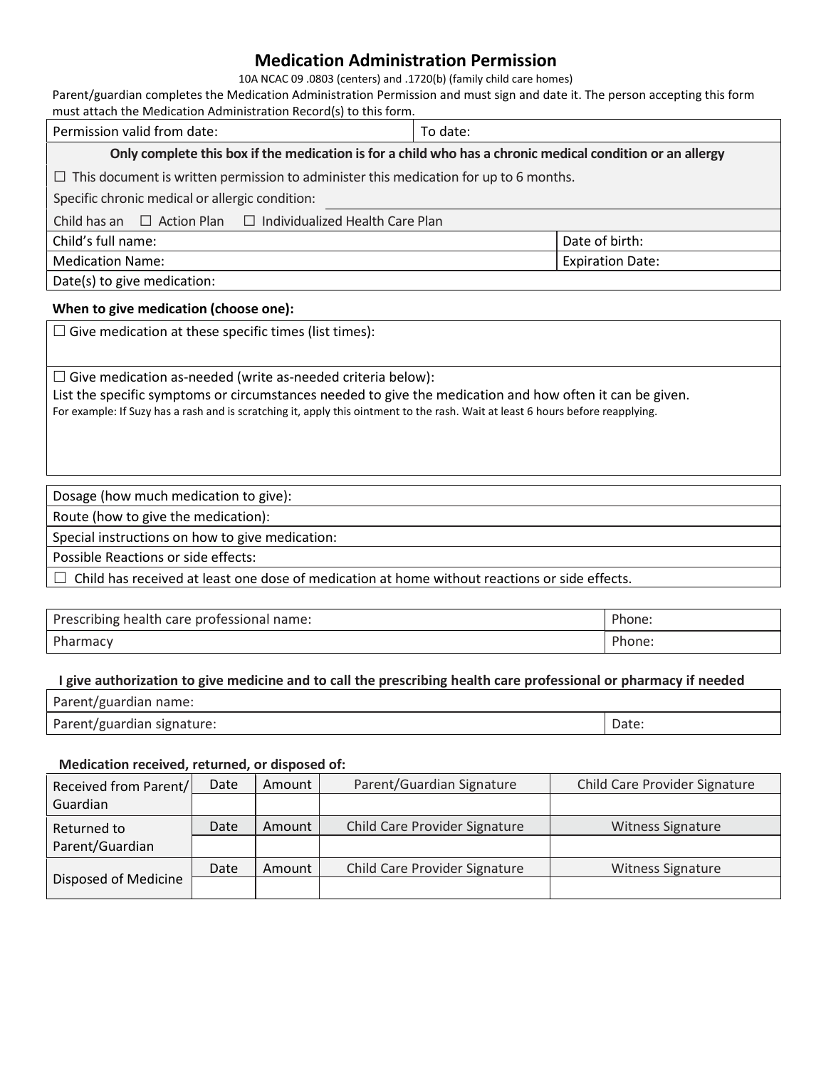# Medication Administration Permission

10A NCAC 09 .0803 (centers) and .1720(b) (family child care homes)

Parent/guardian completes the Medication Administration Permission and must sign and date it. The person accepting this form must attach the Medication Administration Record(s) to this form.

| Permission valid from date: | To date: |
|---|---|

| **Only complete this box if the medication is for a child who has a chronic medical condition or an allergy** |
|---|
| ☐ This document is written permission to administer this medication for up to 6 months. |
| Specific chronic medical or allergic condition: |
| Child has an ☐ Action Plan ☐ Individualized Health Care Plan |

| Child's full name: | Date of birth: |
|---|---|
| Medication Name: | Expiration Date: |
| Date(s) to give medication: | |

**When to give medication (choose one):**

| ☐ Give medication at these specific times (list times): |
|---|
| ☐ Give medication as-needed (write as-needed criteria below):<br>List the specific symptoms or circumstances needed to give the medication and how often it can be given.<br>For example: If Suzy has a rash and is scratching it, apply this ointment to the rash. Wait at least 6 hours before reapplying. |

| Dosage (how much medication to give): |
|---|
| Route (how to give the medication): |
| Special instructions on how to give medication: |
| Possible Reactions or side effects: |
| ☐ Child has received at least one dose of medication at home without reactions or side effects. |

| Prescribing health care professional name: | Phone: |
|---|---|
| Pharmacy | Phone: |

**I give authorization to give medicine and to call the prescribing health care professional or pharmacy if needed**

| Parent/guardian name: | |
|---|---|
| Parent/guardian signature: | Date: |

**Medication received, returned, or disposed of:**

| | Date | Amount | Parent/Guardian Signature | Child Care Provider Signature |
|---|---|---|---|---|
| Received from Parent/ Guardian | | | | |
| | **Date** | **Amount** | **Child Care Provider Signature** | **Witness Signature** |
| Returned to Parent/Guardian | | | | |
| | **Date** | **Amount** | **Child Care Provider Signature** | **Witness Signature** |
| Disposed of Medicine | | | | |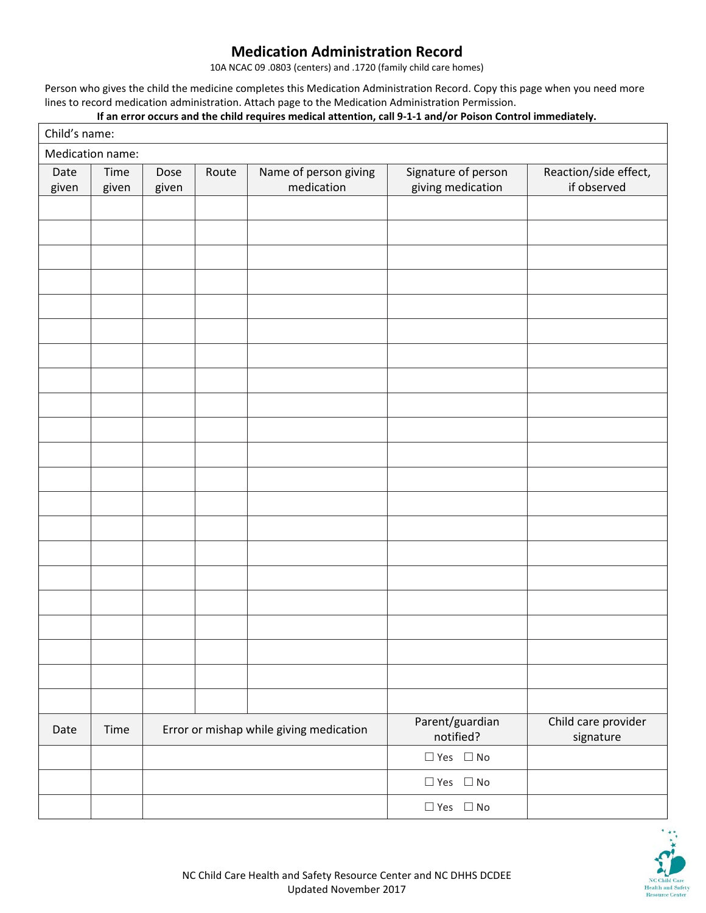# Medication Administration Record

10A NCAC 09 .0803 (centers) and .1720 (family child care homes)

Person who gives the child the medicine completes this Medication Administration Record. Copy this page when you need more lines to record medication administration. Attach page to the Medication Administration Permission.

**If an error occurs and the child requires medical attention, call 9-1-1 and/or Poison Control immediately.**

Child's name:

Medication name:

| Date given | Time given | Dose given | Route | Name of person giving medication | Signature of person giving medication | Reaction/side effect, if observed |
|---|---|---|---|---|---|---|
| | | | | | | |
| | | | | | | |
| | | | | | | |
| | | | | | | |
| | | | | | | |
| | | | | | | |
| | | | | | | |
| | | | | | | |
| | | | | | | |
| | | | | | | |
| | | | | | | |
| | | | | | | |
| | | | | | | |
| | | | | | | |
| | | | | | | |
| | | | | | | |
| | | | | | | |
| | | | | | | |
| | | | | | | |
| | | | | | | |
| | | | | | | |

| Date | Time | Error or mishap while giving medication | Parent/guardian notified? | Child care provider signature |
|---|---|---|---|---|
| | | | ☐ Yes ☐ No | |
| | | | ☐ Yes ☐ No | |
| | | | ☐ Yes ☐ No | |

NC Child Care Health and Safety Resource Center and NC DHHS DCDEE
Updated November 2017